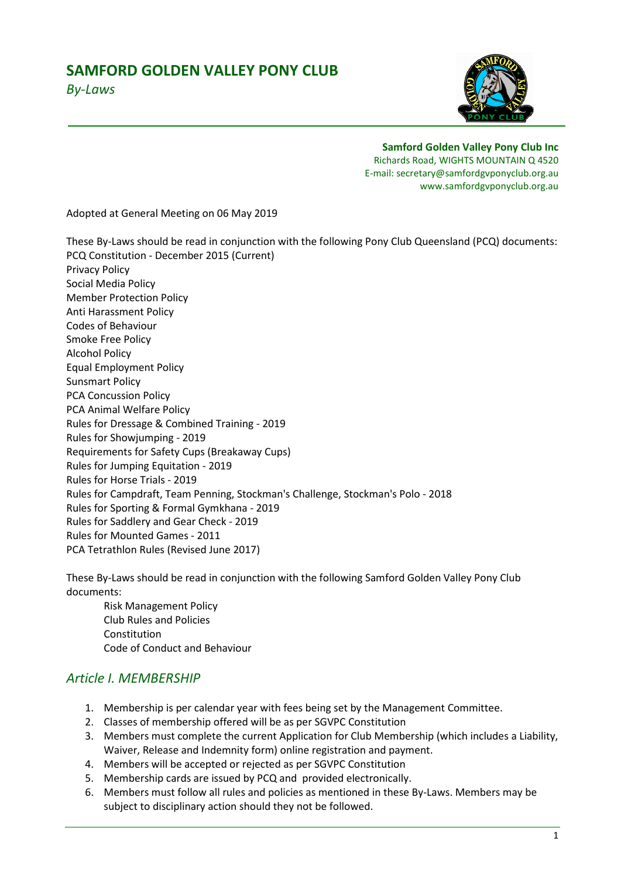# SAMFORD GOLDEN VALLEY PONY CLUB

*By-Laws*

**Samford Golden Valley Pony Club Inc**
Richards Road, WIGHTS MOUNTAIN Q 4520
E-mail: secretary@samfordgvponyclub.org.au
www.samfordgvponyclub.org.au

Adopted at General Meeting on 06 May 2019

These By-Laws should be read in conjunction with the following Pony Club Queensland (PCQ) documents:
PCQ Constitution - December 2015 (Current)
Privacy Policy
Social Media Policy
Member Protection Policy
Anti Harassment Policy
Codes of Behaviour
Smoke Free Policy
Alcohol Policy
Equal Employment Policy
Sunsmart Policy
PCA Concussion Policy
PCA Animal Welfare Policy
Rules for Dressage & Combined Training - 2019
Rules for Showjumping - 2019
Requirements for Safety Cups (Breakaway Cups)
Rules for Jumping Equitation - 2019
Rules for Horse Trials - 2019
Rules for Campdraft, Team Penning, Stockman's Challenge, Stockman's Polo - 2018
Rules for Sporting & Formal Gymkhana - 2019
Rules for Saddlery and Gear Check - 2019
Rules for Mounted Games - 2011
PCA Tetrathlon Rules (Revised June 2017)

These By-Laws should be read in conjunction with the following Samford Golden Valley Pony Club documents:

Risk Management Policy
Club Rules and Policies
Constitution
Code of Conduct and Behaviour

## *Article I. MEMBERSHIP*

1. Membership is per calendar year with fees being set by the Management Committee.
2. Classes of membership offered will be as per SGVPC Constitution
3. Members must complete the current Application for Club Membership (which includes a Liability, Waiver, Release and Indemnity form) online registration and payment.
4. Members will be accepted or rejected as per SGVPC Constitution
5. Membership cards are issued by PCQ and provided electronically.
6. Members must follow all rules and policies as mentioned in these By-Laws. Members may be subject to disciplinary action should they not be followed.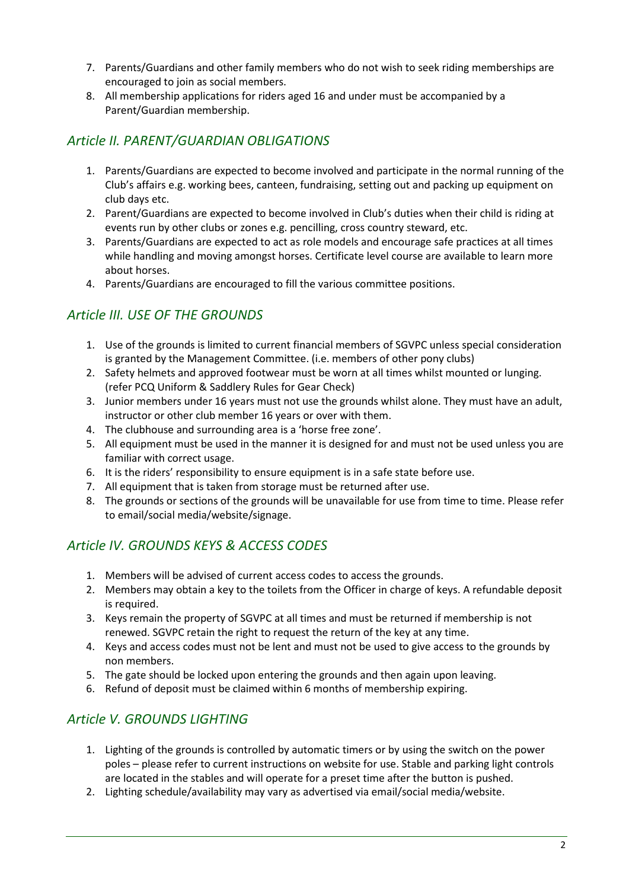7. Parents/Guardians and other family members who do not wish to seek riding memberships are encouraged to join as social members.
8. All membership applications for riders aged 16 and under must be accompanied by a Parent/Guardian membership.

## *Article II. PARENT/GUARDIAN OBLIGATIONS*

1. Parents/Guardians are expected to become involved and participate in the normal running of the Club's affairs e.g. working bees, canteen, fundraising, setting out and packing up equipment on club days etc.
2. Parent/Guardians are expected to become involved in Club's duties when their child is riding at events run by other clubs or zones e.g. pencilling, cross country steward, etc.
3. Parents/Guardians are expected to act as role models and encourage safe practices at all times while handling and moving amongst horses. Certificate level course are available to learn more about horses.
4. Parents/Guardians are encouraged to fill the various committee positions.

## *Article III. USE OF THE GROUNDS*

1. Use of the grounds is limited to current financial members of SGVPC unless special consideration is granted by the Management Committee. (i.e. members of other pony clubs)
2. Safety helmets and approved footwear must be worn at all times whilst mounted or lunging. (refer PCQ Uniform & Saddlery Rules for Gear Check)
3. Junior members under 16 years must not use the grounds whilst alone. They must have an adult, instructor or other club member 16 years or over with them.
4. The clubhouse and surrounding area is a 'horse free zone'.
5. All equipment must be used in the manner it is designed for and must not be used unless you are familiar with correct usage.
6. It is the riders' responsibility to ensure equipment is in a safe state before use.
7. All equipment that is taken from storage must be returned after use.
8. The grounds or sections of the grounds will be unavailable for use from time to time. Please refer to email/social media/website/signage.

## *Article IV. GROUNDS KEYS & ACCESS CODES*

1. Members will be advised of current access codes to access the grounds.
2. Members may obtain a key to the toilets from the Officer in charge of keys. A refundable deposit is required.
3. Keys remain the property of SGVPC at all times and must be returned if membership is not renewed. SGVPC retain the right to request the return of the key at any time.
4. Keys and access codes must not be lent and must not be used to give access to the grounds by non members.
5. The gate should be locked upon entering the grounds and then again upon leaving.
6. Refund of deposit must be claimed within 6 months of membership expiring.

## *Article V. GROUNDS LIGHTING*

1. Lighting of the grounds is controlled by automatic timers or by using the switch on the power poles – please refer to current instructions on website for use. Stable and parking light controls are located in the stables and will operate for a preset time after the button is pushed.
2. Lighting schedule/availability may vary as advertised via email/social media/website.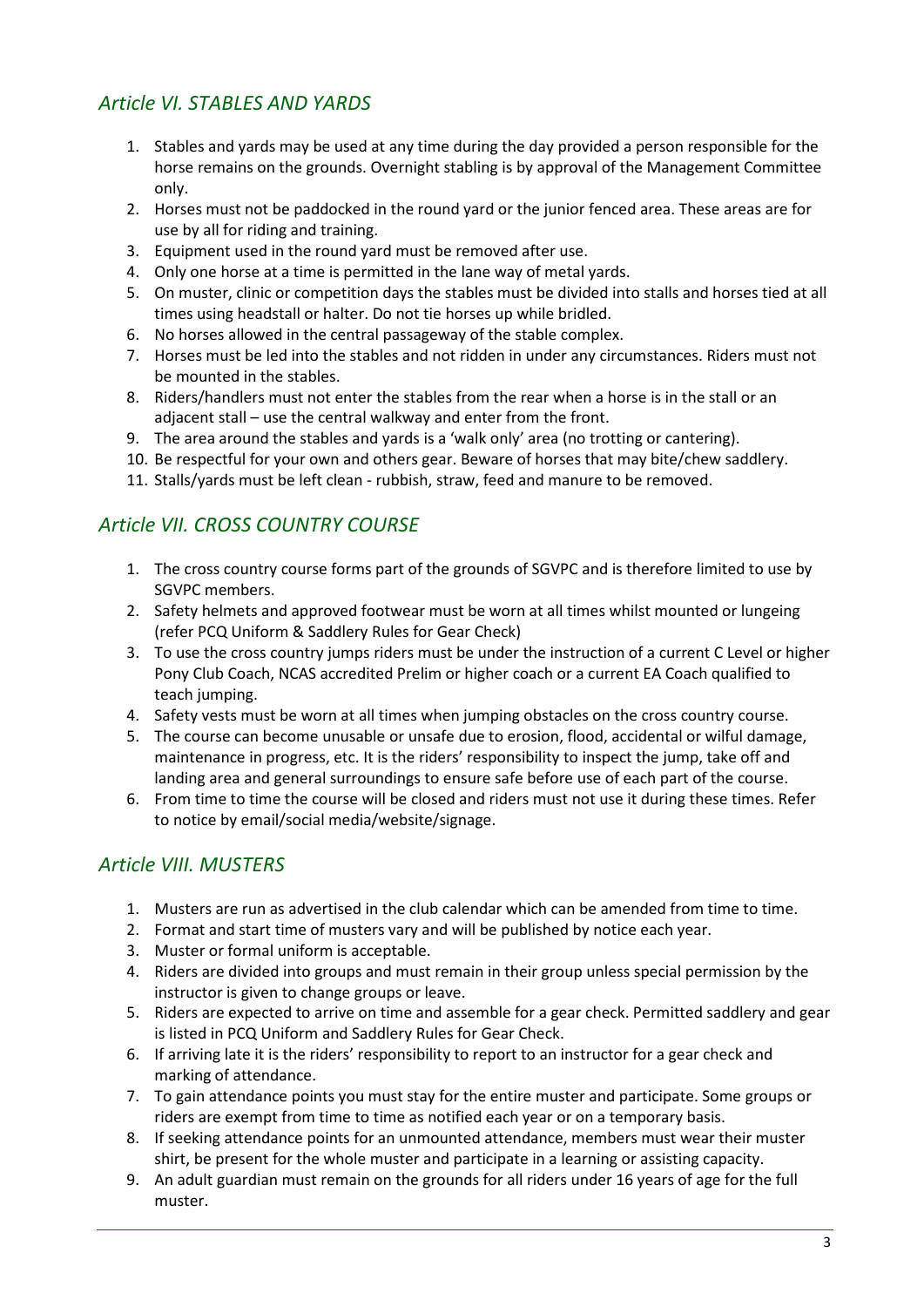## *Article VI. STABLES AND YARDS*

1. Stables and yards may be used at any time during the day provided a person responsible for the horse remains on the grounds. Overnight stabling is by approval of the Management Committee only.
2. Horses must not be paddocked in the round yard or the junior fenced area. These areas are for use by all for riding and training.
3. Equipment used in the round yard must be removed after use.
4. Only one horse at a time is permitted in the lane way of metal yards.
5. On muster, clinic or competition days the stables must be divided into stalls and horses tied at all times using headstall or halter. Do not tie horses up while bridled.
6. No horses allowed in the central passageway of the stable complex.
7. Horses must be led into the stables and not ridden in under any circumstances. Riders must not be mounted in the stables.
8. Riders/handlers must not enter the stables from the rear when a horse is in the stall or an adjacent stall – use the central walkway and enter from the front.
9. The area around the stables and yards is a 'walk only' area (no trotting or cantering).
10. Be respectful for your own and others gear. Beware of horses that may bite/chew saddlery.
11. Stalls/yards must be left clean - rubbish, straw, feed and manure to be removed.

## *Article VII. CROSS COUNTRY COURSE*

1. The cross country course forms part of the grounds of SGVPC and is therefore limited to use by SGVPC members.
2. Safety helmets and approved footwear must be worn at all times whilst mounted or lungeing (refer PCQ Uniform & Saddlery Rules for Gear Check)
3. To use the cross country jumps riders must be under the instruction of a current C Level or higher Pony Club Coach, NCAS accredited Prelim or higher coach or a current EA Coach qualified to teach jumping.
4. Safety vests must be worn at all times when jumping obstacles on the cross country course.
5. The course can become unusable or unsafe due to erosion, flood, accidental or wilful damage, maintenance in progress, etc. It is the riders' responsibility to inspect the jump, take off and landing area and general surroundings to ensure safe before use of each part of the course.
6. From time to time the course will be closed and riders must not use it during these times. Refer to notice by email/social media/website/signage.

## *Article VIII. MUSTERS*

1. Musters are run as advertised in the club calendar which can be amended from time to time.
2. Format and start time of musters vary and will be published by notice each year.
3. Muster or formal uniform is acceptable.
4. Riders are divided into groups and must remain in their group unless special permission by the instructor is given to change groups or leave.
5. Riders are expected to arrive on time and assemble for a gear check. Permitted saddlery and gear is listed in PCQ Uniform and Saddlery Rules for Gear Check.
6. If arriving late it is the riders' responsibility to report to an instructor for a gear check and marking of attendance.
7. To gain attendance points you must stay for the entire muster and participate. Some groups or riders are exempt from time to time as notified each year or on a temporary basis.
8. If seeking attendance points for an unmounted attendance, members must wear their muster shirt, be present for the whole muster and participate in a learning or assisting capacity.
9. An adult guardian must remain on the grounds for all riders under 16 years of age for the full muster.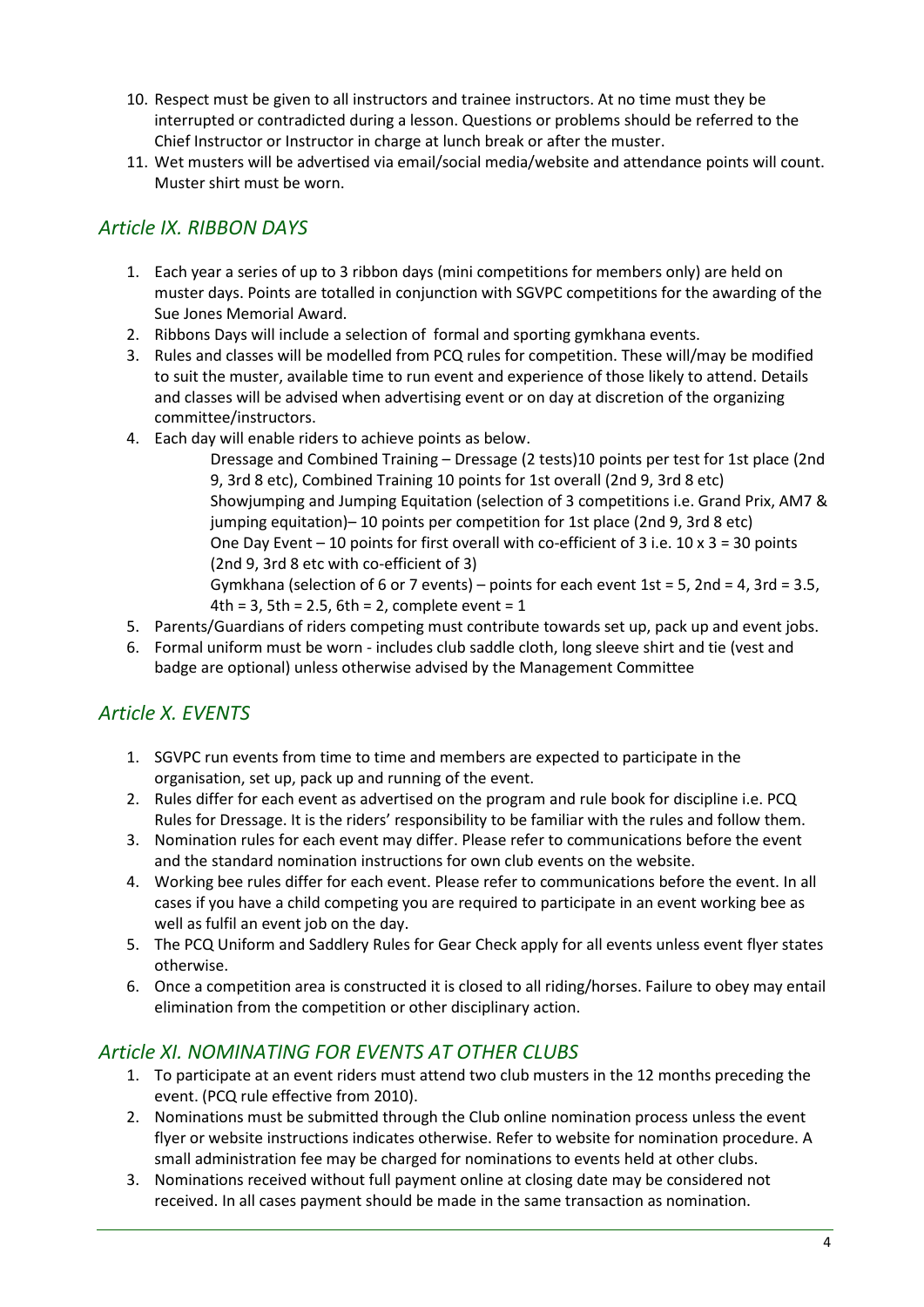10. Respect must be given to all instructors and trainee instructors. At no time must they be interrupted or contradicted during a lesson. Questions or problems should be referred to the Chief Instructor or Instructor in charge at lunch break or after the muster.
11. Wet musters will be advertised via email/social media/website and attendance points will count. Muster shirt must be worn.

## *Article IX. RIBBON DAYS*

1. Each year a series of up to 3 ribbon days (mini competitions for members only) are held on muster days. Points are totalled in conjunction with SGVPC competitions for the awarding of the Sue Jones Memorial Award.
2. Ribbons Days will include a selection of formal and sporting gymkhana events.
3. Rules and classes will be modelled from PCQ rules for competition. These will/may be modified to suit the muster, available time to run event and experience of those likely to attend. Details and classes will be advised when advertising event or on day at discretion of the organizing committee/instructors.
4. Each day will enable riders to achieve points as below.

   Dressage and Combined Training – Dressage (2 tests)10 points per test for 1st place (2nd 9, 3rd 8 etc), Combined Training 10 points for 1st overall (2nd 9, 3rd 8 etc)

   Showjumping and Jumping Equitation (selection of 3 competitions i.e. Grand Prix, AM7 & jumping equitation)– 10 points per competition for 1st place (2nd 9, 3rd 8 etc)

   One Day Event – 10 points for first overall with co-efficient of 3 i.e. 10 x 3 = 30 points (2nd 9, 3rd 8 etc with co-efficient of 3)

   Gymkhana (selection of 6 or 7 events) – points for each event 1st = 5, 2nd = 4, 3rd = 3.5, 4th = 3, 5th = 2.5, 6th = 2, complete event = 1
5. Parents/Guardians of riders competing must contribute towards set up, pack up and event jobs.
6. Formal uniform must be worn - includes club saddle cloth, long sleeve shirt and tie (vest and badge are optional) unless otherwise advised by the Management Committee

## *Article X. EVENTS*

1. SGVPC run events from time to time and members are expected to participate in the organisation, set up, pack up and running of the event.
2. Rules differ for each event as advertised on the program and rule book for discipline i.e. PCQ Rules for Dressage. It is the riders' responsibility to be familiar with the rules and follow them.
3. Nomination rules for each event may differ. Please refer to communications before the event and the standard nomination instructions for own club events on the website.
4. Working bee rules differ for each event. Please refer to communications before the event. In all cases if you have a child competing you are required to participate in an event working bee as well as fulfil an event job on the day.
5. The PCQ Uniform and Saddlery Rules for Gear Check apply for all events unless event flyer states otherwise.
6. Once a competition area is constructed it is closed to all riding/horses. Failure to obey may entail elimination from the competition or other disciplinary action.

## *Article XI. NOMINATING FOR EVENTS AT OTHER CLUBS*

1. To participate at an event riders must attend two club musters in the 12 months preceding the event. (PCQ rule effective from 2010).
2. Nominations must be submitted through the Club online nomination process unless the event flyer or website instructions indicates otherwise. Refer to website for nomination procedure. A small administration fee may be charged for nominations to events held at other clubs.
3. Nominations received without full payment online at closing date may be considered not received. In all cases payment should be made in the same transaction as nomination.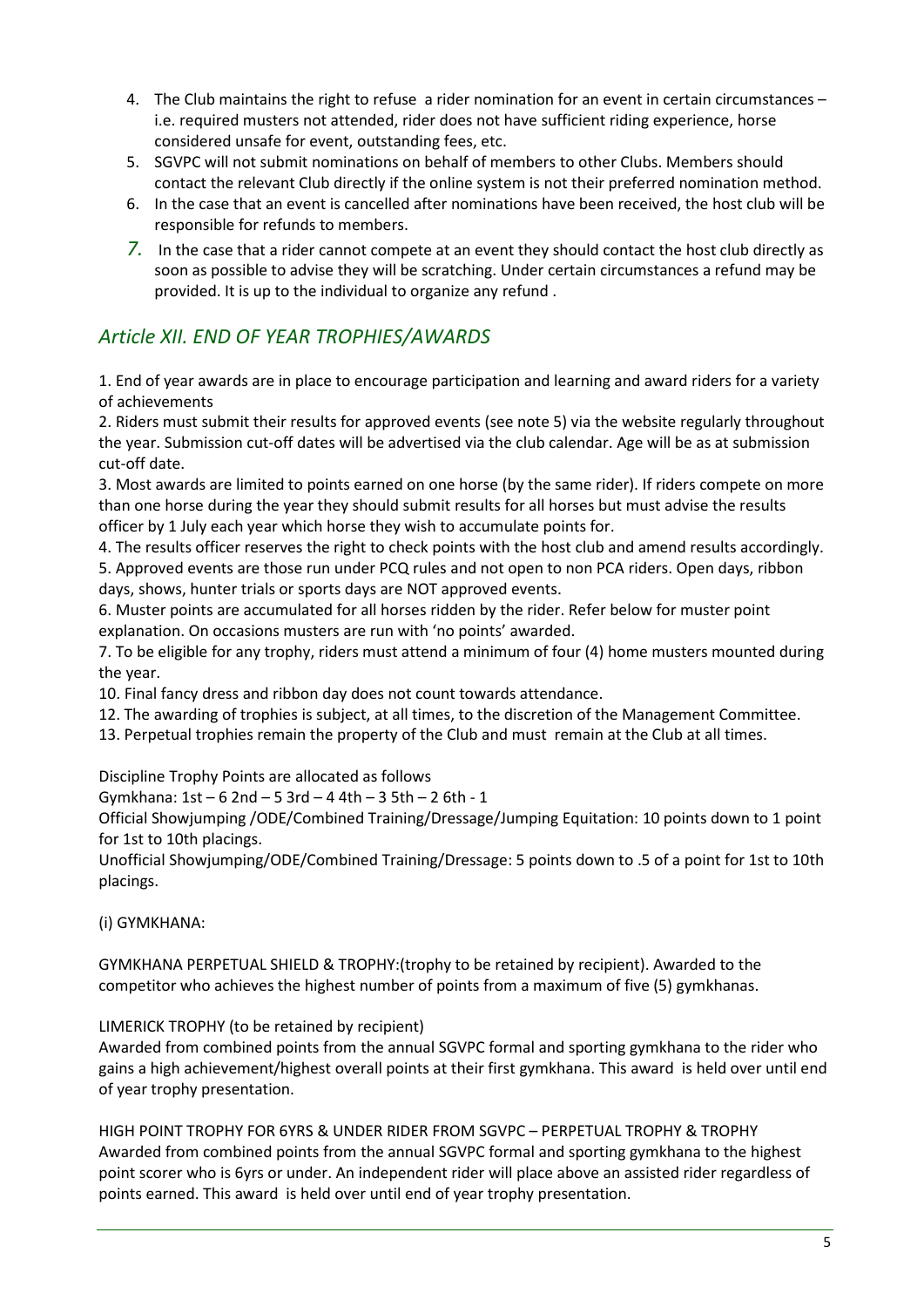4. The Club maintains the right to refuse a rider nomination for an event in certain circumstances – i.e. required musters not attended, rider does not have sufficient riding experience, horse considered unsafe for event, outstanding fees, etc.
5. SGVPC will not submit nominations on behalf of members to other Clubs. Members should contact the relevant Club directly if the online system is not their preferred nomination method.
6. In the case that an event is cancelled after nominations have been received, the host club will be responsible for refunds to members.
7. In the case that a rider cannot compete at an event they should contact the host club directly as soon as possible to advise they will be scratching. Under certain circumstances a refund may be provided. It is up to the individual to organize any refund .

## *Article XII. END OF YEAR TROPHIES/AWARDS*

1. End of year awards are in place to encourage participation and learning and award riders for a variety of achievements

2. Riders must submit their results for approved events (see note 5) via the website regularly throughout the year. Submission cut-off dates will be advertised via the club calendar. Age will be as at submission cut-off date.

3. Most awards are limited to points earned on one horse (by the same rider). If riders compete on more than one horse during the year they should submit results for all horses but must advise the results officer by 1 July each year which horse they wish to accumulate points for.

4. The results officer reserves the right to check points with the host club and amend results accordingly.

5. Approved events are those run under PCQ rules and not open to non PCA riders. Open days, ribbon days, shows, hunter trials or sports days are NOT approved events.

6. Muster points are accumulated for all horses ridden by the rider. Refer below for muster point explanation. On occasions musters are run with 'no points' awarded.

7. To be eligible for any trophy, riders must attend a minimum of four (4) home musters mounted during the year.

10. Final fancy dress and ribbon day does not count towards attendance.

12. The awarding of trophies is subject, at all times, to the discretion of the Management Committee.

13. Perpetual trophies remain the property of the Club and must remain at the Club at all times.

Discipline Trophy Points are allocated as follows

Gymkhana: 1st – 6 2nd – 5 3rd – 4 4th – 3 5th – 2 6th - 1

Official Showjumping /ODE/Combined Training/Dressage/Jumping Equitation: 10 points down to 1 point for 1st to 10th placings.

Unofficial Showjumping/ODE/Combined Training/Dressage: 5 points down to .5 of a point for 1st to 10th placings.

(i) GYMKHANA:

GYMKHANA PERPETUAL SHIELD & TROPHY:(trophy to be retained by recipient). Awarded to the competitor who achieves the highest number of points from a maximum of five (5) gymkhanas.

LIMERICK TROPHY (to be retained by recipient)

Awarded from combined points from the annual SGVPC formal and sporting gymkhana to the rider who gains a high achievement/highest overall points at their first gymkhana. This award is held over until end of year trophy presentation.

HIGH POINT TROPHY FOR 6YRS & UNDER RIDER FROM SGVPC – PERPETUAL TROPHY & TROPHY

Awarded from combined points from the annual SGVPC formal and sporting gymkhana to the highest point scorer who is 6yrs or under. An independent rider will place above an assisted rider regardless of points earned. This award is held over until end of year trophy presentation.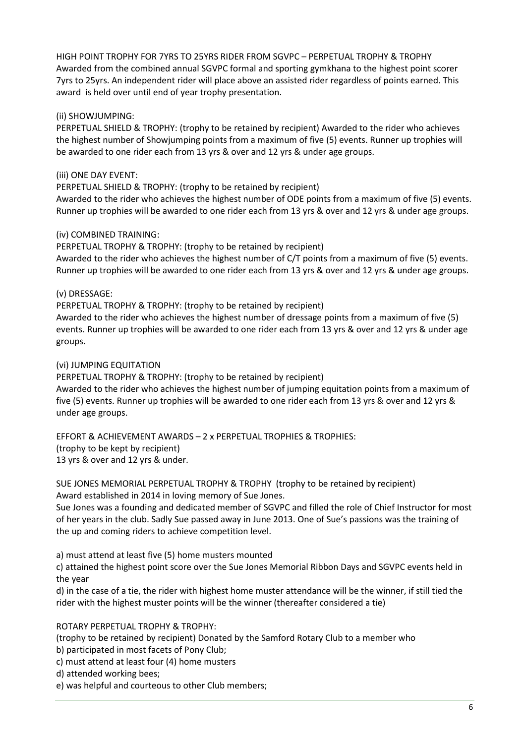HIGH POINT TROPHY FOR 7YRS TO 25YRS RIDER FROM SGVPC – PERPETUAL TROPHY & TROPHY
Awarded from the combined annual SGVPC formal and sporting gymkhana to the highest point scorer 7yrs to 25yrs. An independent rider will place above an assisted rider regardless of points earned. This award is held over until end of year trophy presentation.

(ii) SHOWJUMPING:
PERPETUAL SHIELD & TROPHY: (trophy to be retained by recipient) Awarded to the rider who achieves the highest number of Showjumping points from a maximum of five (5) events. Runner up trophies will be awarded to one rider each from 13 yrs & over and 12 yrs & under age groups.

(iii) ONE DAY EVENT:
PERPETUAL SHIELD & TROPHY: (trophy to be retained by recipient)
Awarded to the rider who achieves the highest number of ODE points from a maximum of five (5) events. Runner up trophies will be awarded to one rider each from 13 yrs & over and 12 yrs & under age groups.

(iv) COMBINED TRAINING:
PERPETUAL TROPHY & TROPHY: (trophy to be retained by recipient)
Awarded to the rider who achieves the highest number of C/T points from a maximum of five (5) events. Runner up trophies will be awarded to one rider each from 13 yrs & over and 12 yrs & under age groups.

(v) DRESSAGE:
PERPETUAL TROPHY & TROPHY: (trophy to be retained by recipient)
Awarded to the rider who achieves the highest number of dressage points from a maximum of five (5) events. Runner up trophies will be awarded to one rider each from 13 yrs & over and 12 yrs & under age groups.

(vi) JUMPING EQUITATION
PERPETUAL TROPHY & TROPHY: (trophy to be retained by recipient)
Awarded to the rider who achieves the highest number of jumping equitation points from a maximum of five (5) events. Runner up trophies will be awarded to one rider each from 13 yrs & over and 12 yrs & under age groups.

EFFORT & ACHIEVEMENT AWARDS – 2 x PERPETUAL TROPHIES & TROPHIES:
(trophy to be kept by recipient)
13 yrs & over and 12 yrs & under.

SUE JONES MEMORIAL PERPETUAL TROPHY & TROPHY (trophy to be retained by recipient)
Award established in 2014 in loving memory of Sue Jones.
Sue Jones was a founding and dedicated member of SGVPC and filled the role of Chief Instructor for most of her years in the club. Sadly Sue passed away in June 2013. One of Sue's passions was the training of the up and coming riders to achieve competition level.

a) must attend at least five (5) home musters mounted

c) attained the highest point score over the Sue Jones Memorial Ribbon Days and SGVPC events held in the year

d) in the case of a tie, the rider with highest home muster attendance will be the winner, if still tied the rider with the highest muster points will be the winner (thereafter considered a tie)

ROTARY PERPETUAL TROPHY & TROPHY:
(trophy to be retained by recipient) Donated by the Samford Rotary Club to a member who
b) participated in most facets of Pony Club;
c) must attend at least four (4) home musters
d) attended working bees;
e) was helpful and courteous to other Club members;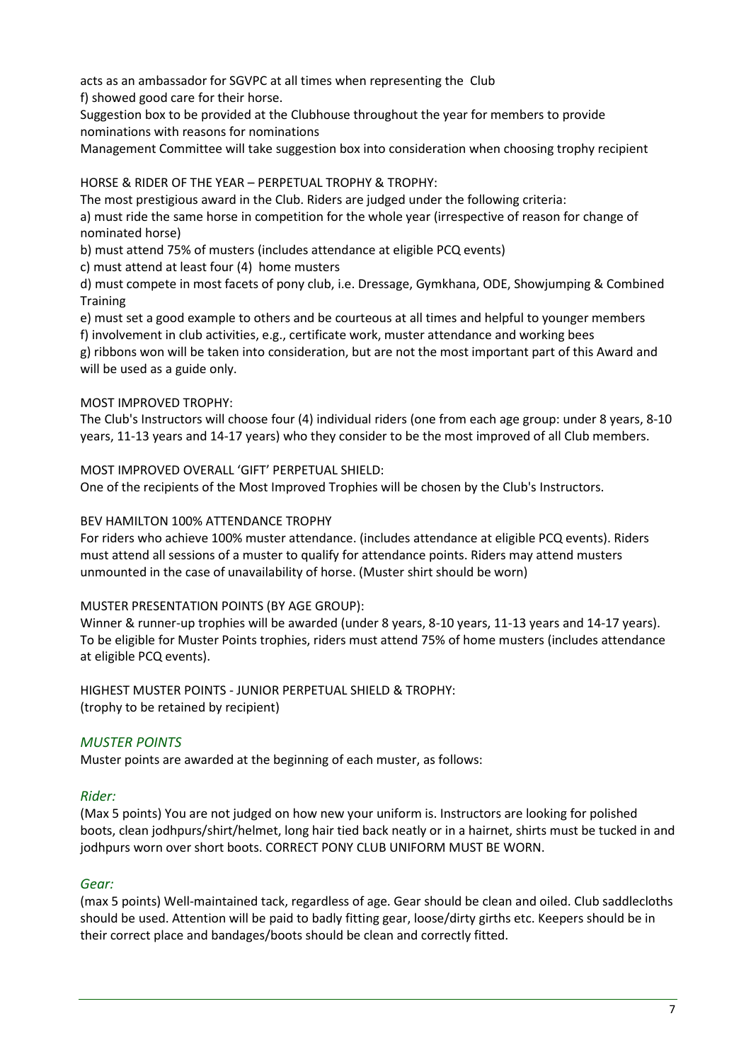acts as an ambassador for SGVPC at all times when representing the Club

f) showed good care for their horse.

Suggestion box to be provided at the Clubhouse throughout the year for members to provide nominations with reasons for nominations

Management Committee will take suggestion box into consideration when choosing trophy recipient

HORSE & RIDER OF THE YEAR – PERPETUAL TROPHY & TROPHY:

The most prestigious award in the Club. Riders are judged under the following criteria:

a) must ride the same horse in competition for the whole year (irrespective of reason for change of nominated horse)

b) must attend 75% of musters (includes attendance at eligible PCQ events)

c) must attend at least four (4) home musters

d) must compete in most facets of pony club, i.e. Dressage, Gymkhana, ODE, Showjumping & Combined Training

e) must set a good example to others and be courteous at all times and helpful to younger members

f) involvement in club activities, e.g., certificate work, muster attendance and working bees

g) ribbons won will be taken into consideration, but are not the most important part of this Award and will be used as a guide only.

MOST IMPROVED TROPHY:

The Club's Instructors will choose four (4) individual riders (one from each age group: under 8 years, 8-10 years, 11-13 years and 14-17 years) who they consider to be the most improved of all Club members.

MOST IMPROVED OVERALL 'GIFT' PERPETUAL SHIELD:

One of the recipients of the Most Improved Trophies will be chosen by the Club's Instructors.

BEV HAMILTON 100% ATTENDANCE TROPHY

For riders who achieve 100% muster attendance. (includes attendance at eligible PCQ events). Riders must attend all sessions of a muster to qualify for attendance points. Riders may attend musters unmounted in the case of unavailability of horse. (Muster shirt should be worn)

MUSTER PRESENTATION POINTS (BY AGE GROUP):

Winner & runner-up trophies will be awarded (under 8 years, 8-10 years, 11-13 years and 14-17 years). To be eligible for Muster Points trophies, riders must attend 75% of home musters (includes attendance at eligible PCQ events).

HIGHEST MUSTER POINTS - JUNIOR PERPETUAL SHIELD & TROPHY:
(trophy to be retained by recipient)

## *MUSTER POINTS*

Muster points are awarded at the beginning of each muster, as follows:

### *Rider:*

(Max 5 points) You are not judged on how new your uniform is. Instructors are looking for polished boots, clean jodhpurs/shirt/helmet, long hair tied back neatly or in a hairnet, shirts must be tucked in and jodhpurs worn over short boots. CORRECT PONY CLUB UNIFORM MUST BE WORN.

### *Gear:*

(max 5 points) Well-maintained tack, regardless of age. Gear should be clean and oiled. Club saddlecloths should be used. Attention will be paid to badly fitting gear, loose/dirty girths etc. Keepers should be in their correct place and bandages/boots should be clean and correctly fitted.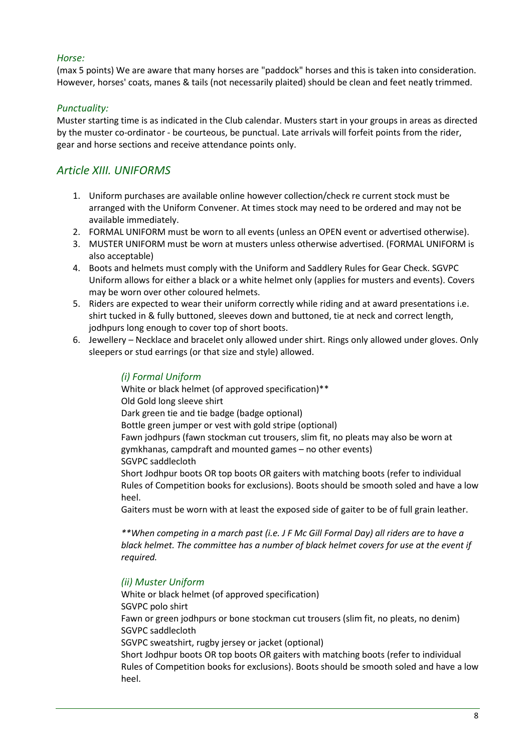### *Horse:*

(max 5 points) We are aware that many horses are "paddock" horses and this is taken into consideration. However, horses' coats, manes & tails (not necessarily plaited) should be clean and feet neatly trimmed.

### *Punctuality:*

Muster starting time is as indicated in the Club calendar. Musters start in your groups in areas as directed by the muster co-ordinator - be courteous, be punctual. Late arrivals will forfeit points from the rider, gear and horse sections and receive attendance points only.

## *Article XIII. UNIFORMS*

1. Uniform purchases are available online however collection/check re current stock must be arranged with the Uniform Convener. At times stock may need to be ordered and may not be available immediately.
2. FORMAL UNIFORM must be worn to all events (unless an OPEN event or advertised otherwise).
3. MUSTER UNIFORM must be worn at musters unless otherwise advertised. (FORMAL UNIFORM is also acceptable)
4. Boots and helmets must comply with the Uniform and Saddlery Rules for Gear Check. SGVPC Uniform allows for either a black or a white helmet only (applies for musters and events). Covers may be worn over other coloured helmets.
5. Riders are expected to wear their uniform correctly while riding and at award presentations i.e. shirt tucked in & fully buttoned, sleeves down and buttoned, tie at neck and correct length, jodhpurs long enough to cover top of short boots.
6. Jewellery – Necklace and bracelet only allowed under shirt. Rings only allowed under gloves. Only sleepers or stud earrings (or that size and style) allowed.

### *(i) Formal Uniform*

White or black helmet (of approved specification)**
Old Gold long sleeve shirt
Dark green tie and tie badge (badge optional)
Bottle green jumper or vest with gold stripe (optional)
Fawn jodhpurs (fawn stockman cut trousers, slim fit, no pleats may also be worn at gymkhanas, campdraft and mounted games – no other events)
SGVPC saddlecloth
Short Jodhpur boots OR top boots OR gaiters with matching boots (refer to individual Rules of Competition books for exclusions). Boots should be smooth soled and have a low heel.
Gaiters must be worn with at least the exposed side of gaiter to be of full grain leather.

*\*\*When competing in a march past (i.e. J F Mc Gill Formal Day) all riders are to have a black helmet. The committee has a number of black helmet covers for use at the event if required.*

### *(ii) Muster Uniform*

White or black helmet (of approved specification)
SGVPC polo shirt
Fawn or green jodhpurs or bone stockman cut trousers (slim fit, no pleats, no denim)
SGVPC saddlecloth
SGVPC sweatshirt, rugby jersey or jacket (optional)
Short Jodhpur boots OR top boots OR gaiters with matching boots (refer to individual Rules of Competition books for exclusions). Boots should be smooth soled and have a low heel.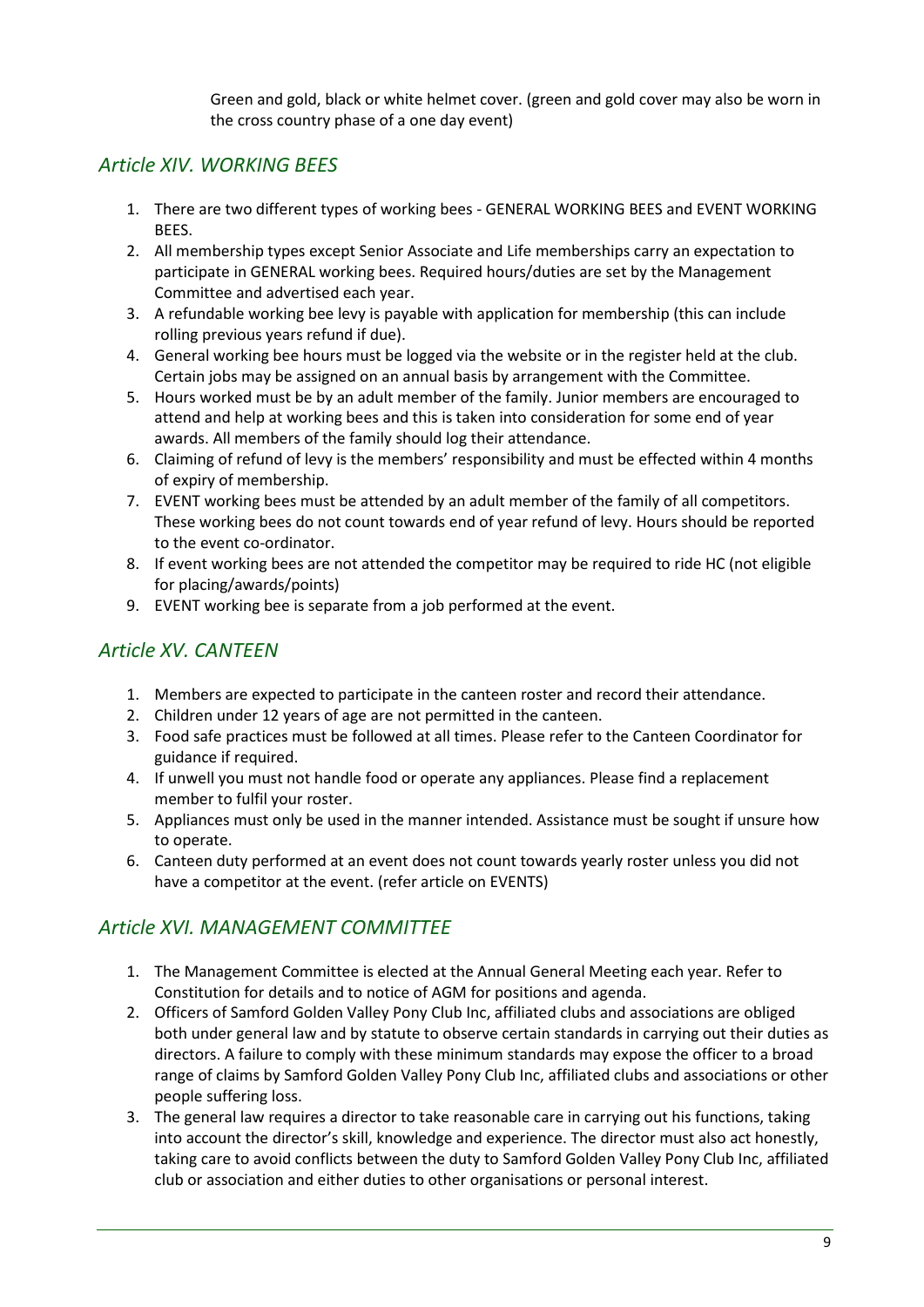Green and gold, black or white helmet cover. (green and gold cover may also be worn in the cross country phase of a one day event)

## *Article XIV. WORKING BEES*

1. There are two different types of working bees - GENERAL WORKING BEES and EVENT WORKING BEES.
2. All membership types except Senior Associate and Life memberships carry an expectation to participate in GENERAL working bees. Required hours/duties are set by the Management Committee and advertised each year.
3. A refundable working bee levy is payable with application for membership (this can include rolling previous years refund if due).
4. General working bee hours must be logged via the website or in the register held at the club. Certain jobs may be assigned on an annual basis by arrangement with the Committee.
5. Hours worked must be by an adult member of the family. Junior members are encouraged to attend and help at working bees and this is taken into consideration for some end of year awards. All members of the family should log their attendance.
6. Claiming of refund of levy is the members' responsibility and must be effected within 4 months of expiry of membership.
7. EVENT working bees must be attended by an adult member of the family of all competitors. These working bees do not count towards end of year refund of levy. Hours should be reported to the event co-ordinator.
8. If event working bees are not attended the competitor may be required to ride HC (not eligible for placing/awards/points)
9. EVENT working bee is separate from a job performed at the event.

## *Article XV. CANTEEN*

1. Members are expected to participate in the canteen roster and record their attendance.
2. Children under 12 years of age are not permitted in the canteen.
3. Food safe practices must be followed at all times. Please refer to the Canteen Coordinator for guidance if required.
4. If unwell you must not handle food or operate any appliances. Please find a replacement member to fulfil your roster.
5. Appliances must only be used in the manner intended. Assistance must be sought if unsure how to operate.
6. Canteen duty performed at an event does not count towards yearly roster unless you did not have a competitor at the event. (refer article on EVENTS)

## *Article XVI. MANAGEMENT COMMITTEE*

1. The Management Committee is elected at the Annual General Meeting each year. Refer to Constitution for details and to notice of AGM for positions and agenda.
2. Officers of Samford Golden Valley Pony Club Inc, affiliated clubs and associations are obliged both under general law and by statute to observe certain standards in carrying out their duties as directors. A failure to comply with these minimum standards may expose the officer to a broad range of claims by Samford Golden Valley Pony Club Inc, affiliated clubs and associations or other people suffering loss.
3. The general law requires a director to take reasonable care in carrying out his functions, taking into account the director's skill, knowledge and experience. The director must also act honestly, taking care to avoid conflicts between the duty to Samford Golden Valley Pony Club Inc, affiliated club or association and either duties to other organisations or personal interest.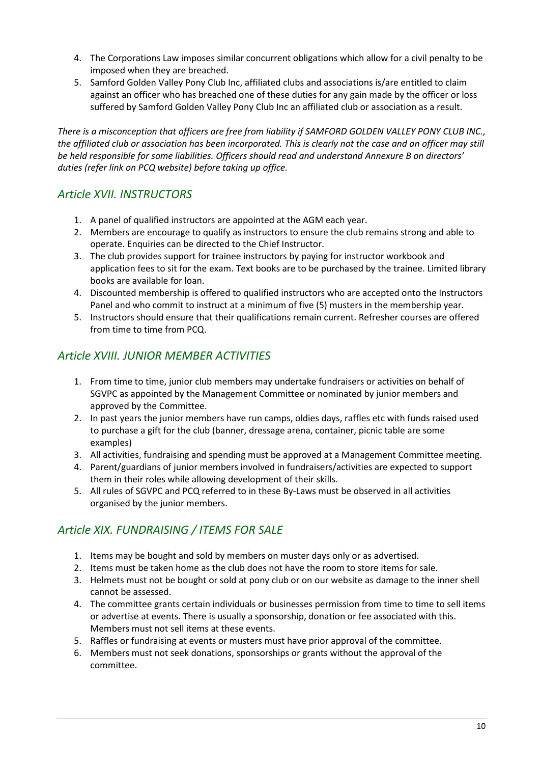4. The Corporations Law imposes similar concurrent obligations which allow for a civil penalty to be imposed when they are breached.
5. Samford Golden Valley Pony Club Inc, affiliated clubs and associations is/are entitled to claim against an officer who has breached one of these duties for any gain made by the officer or loss suffered by Samford Golden Valley Pony Club Inc an affiliated club or association as a result.

*There is a misconception that officers are free from liability if SAMFORD GOLDEN VALLEY PONY CLUB INC., the affiliated club or association has been incorporated. This is clearly not the case and an officer may still be held responsible for some liabilities. Officers should read and understand Annexure B on directors' duties (refer link on PCQ website) before taking up office.*

## *Article XVII. INSTRUCTORS*

1. A panel of qualified instructors are appointed at the AGM each year.
2. Members are encourage to qualify as instructors to ensure the club remains strong and able to operate. Enquiries can be directed to the Chief Instructor.
3. The club provides support for trainee instructors by paying for instructor workbook and application fees to sit for the exam. Text books are to be purchased by the trainee. Limited library books are available for loan.
4. Discounted membership is offered to qualified instructors who are accepted onto the Instructors Panel and who commit to instruct at a minimum of five (5) musters in the membership year.
5. Instructors should ensure that their qualifications remain current. Refresher courses are offered from time to time from PCQ.

## *Article XVIII. JUNIOR MEMBER ACTIVITIES*

1. From time to time, junior club members may undertake fundraisers or activities on behalf of SGVPC as appointed by the Management Committee or nominated by junior members and approved by the Committee.
2. In past years the junior members have run camps, oldies days, raffles etc with funds raised used to purchase a gift for the club (banner, dressage arena, container, picnic table are some examples)
3. All activities, fundraising and spending must be approved at a Management Committee meeting.
4. Parent/guardians of junior members involved in fundraisers/activities are expected to support them in their roles while allowing development of their skills.
5. All rules of SGVPC and PCQ referred to in these By-Laws must be observed in all activities organised by the junior members.

## *Article XIX. FUNDRAISING / ITEMS FOR SALE*

1. Items may be bought and sold by members on muster days only or as advertised.
2. Items must be taken home as the club does not have the room to store items for sale.
3. Helmets must not be bought or sold at pony club or on our website as damage to the inner shell cannot be assessed.
4. The committee grants certain individuals or businesses permission from time to time to sell items or advertise at events. There is usually a sponsorship, donation or fee associated with this. Members must not sell items at these events.
5. Raffles or fundraising at events or musters must have prior approval of the committee.
6. Members must not seek donations, sponsorships or grants without the approval of the committee.